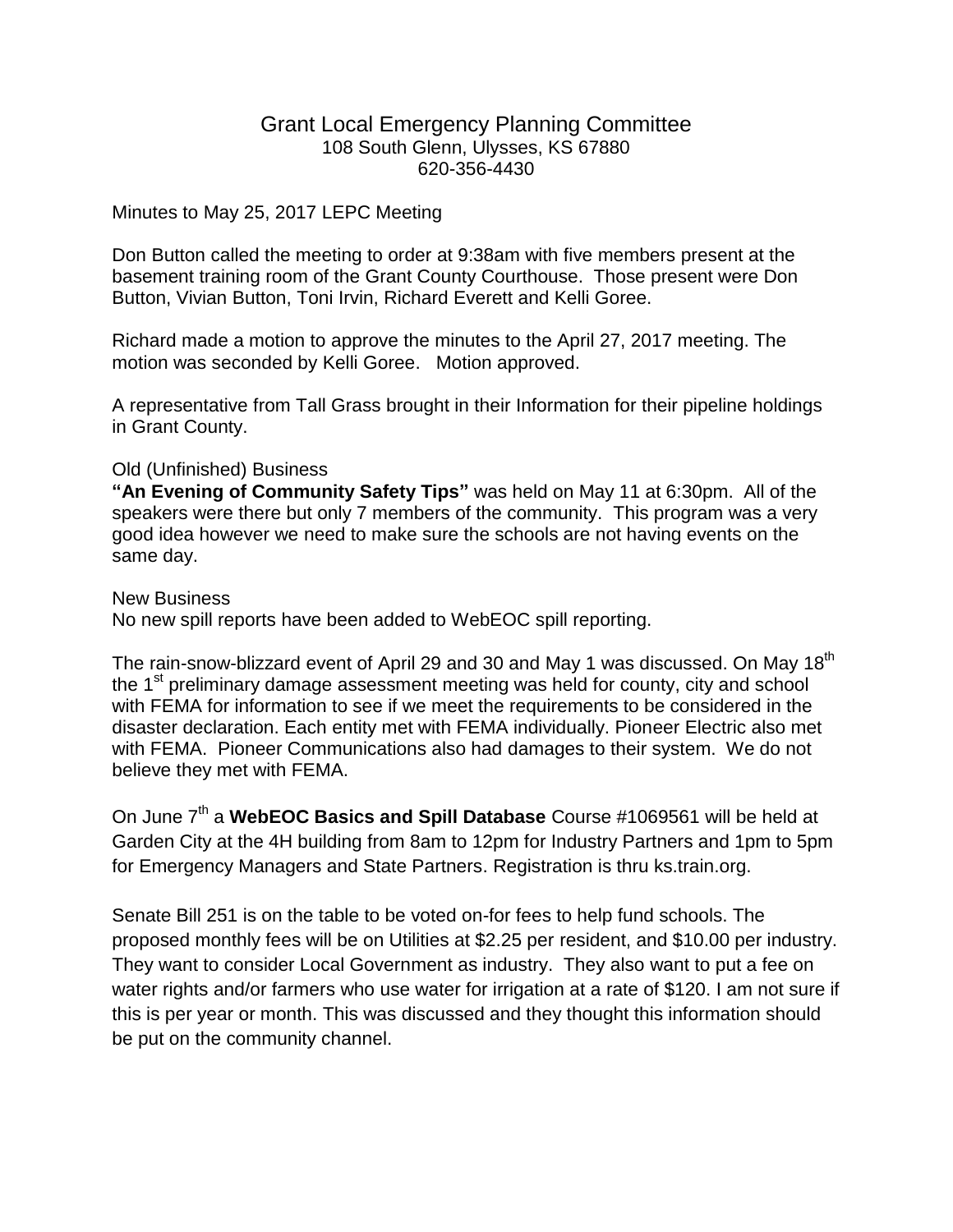# Grant Local Emergency Planning Committee

108 South Glenn, Ulysses, KS 67880
620-356-4430

Minutes to May 25, 2017 LEPC Meeting

Don Button called the meeting to order at 9:38am with five members present at the basement training room of the Grant County Courthouse. Those present were Don Button, Vivian Button, Toni Irvin, Richard Everett and Kelli Goree.

Richard made a motion to approve the minutes to the April 27, 2017 meeting. The motion was seconded by Kelli Goree. Motion approved.

A representative from Tall Grass brought in their Information for their pipeline holdings in Grant County.

Old (Unfinished) Business

**"An Evening of Community Safety Tips"** was held on May 11 at 6:30pm. All of the speakers were there but only 7 members of the community. This program was a very good idea however we need to make sure the schools are not having events on the same day.

New Business

No new spill reports have been added to WebEOC spill reporting.

The rain-snow-blizzard event of April 29 and 30 and May 1 was discussed. On May 18th the 1st preliminary damage assessment meeting was held for county, city and school with FEMA for information to see if we meet the requirements to be considered in the disaster declaration. Each entity met with FEMA individually. Pioneer Electric also met with FEMA. Pioneer Communications also had damages to their system. We do not believe they met with FEMA.

On June 7th a **WebEOC Basics and Spill Database** Course #1069561 will be held at Garden City at the 4H building from 8am to 12pm for Industry Partners and 1pm to 5pm for Emergency Managers and State Partners. Registration is thru ks.train.org.

Senate Bill 251 is on the table to be voted on-for fees to help fund schools. The proposed monthly fees will be on Utilities at $2.25 per resident, and $10.00 per industry. They want to consider Local Government as industry. They also want to put a fee on water rights and/or farmers who use water for irrigation at a rate of $120. I am not sure if this is per year or month. This was discussed and they thought this information should be put on the community channel.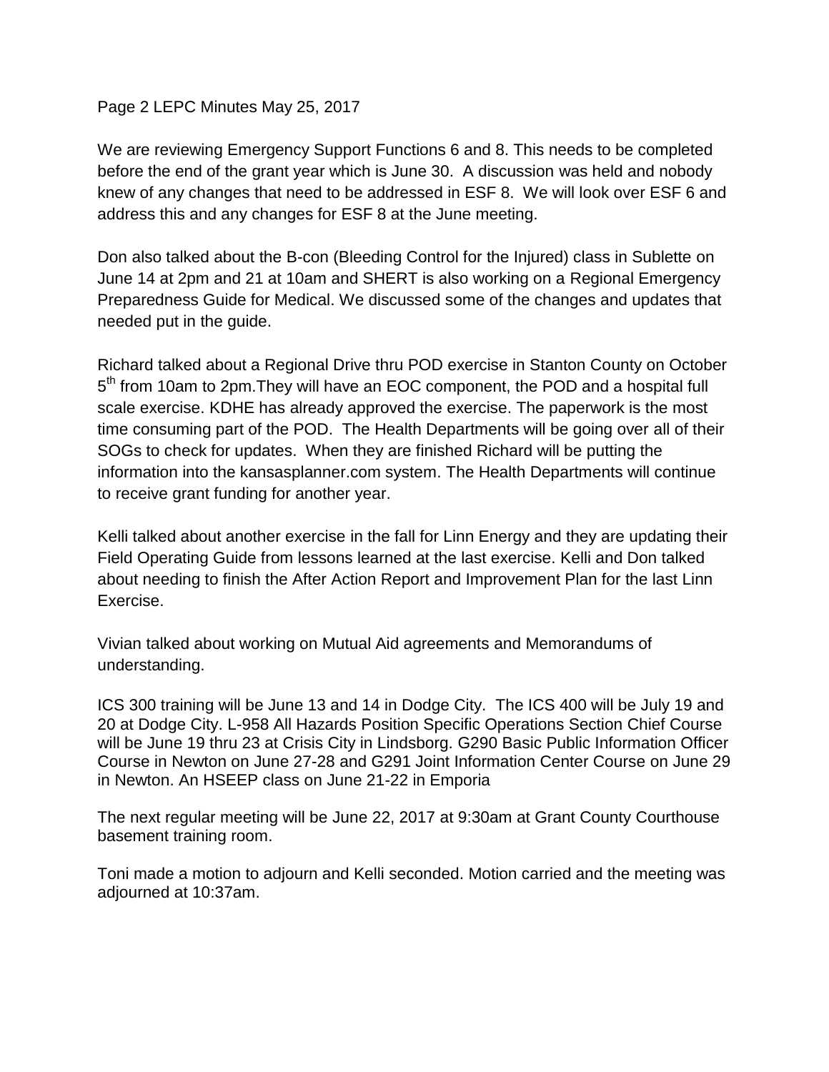We are reviewing Emergency Support Functions 6 and 8. This needs to be completed before the end of the grant year which is June 30. A discussion was held and nobody knew of any changes that need to be addressed in ESF 8. We will look over ESF 6 and address this and any changes for ESF 8 at the June meeting.

Don also talked about the B-con (Bleeding Control for the Injured) class in Sublette on June 14 at 2pm and 21 at 10am and SHERT is also working on a Regional Emergency Preparedness Guide for Medical. We discussed some of the changes and updates that needed put in the guide.

Richard talked about a Regional Drive thru POD exercise in Stanton County on October 5th from 10am to 2pm.They will have an EOC component, the POD and a hospital full scale exercise. KDHE has already approved the exercise. The paperwork is the most time consuming part of the POD. The Health Departments will be going over all of their SOGs to check for updates. When they are finished Richard will be putting the information into the kansasplanner.com system. The Health Departments will continue to receive grant funding for another year.

Kelli talked about another exercise in the fall for Linn Energy and they are updating their Field Operating Guide from lessons learned at the last exercise. Kelli and Don talked about needing to finish the After Action Report and Improvement Plan for the last Linn Exercise.

Vivian talked about working on Mutual Aid agreements and Memorandums of understanding.

ICS 300 training will be June 13 and 14 in Dodge City. The ICS 400 will be July 19 and 20 at Dodge City. L-958 All Hazards Position Specific Operations Section Chief Course will be June 19 thru 23 at Crisis City in Lindsborg. G290 Basic Public Information Officer Course in Newton on June 27-28 and G291 Joint Information Center Course on June 29 in Newton. An HSEEP class on June 21-22 in Emporia

The next regular meeting will be June 22, 2017 at 9:30am at Grant County Courthouse basement training room.

Toni made a motion to adjourn and Kelli seconded. Motion carried and the meeting was adjourned at 10:37am.